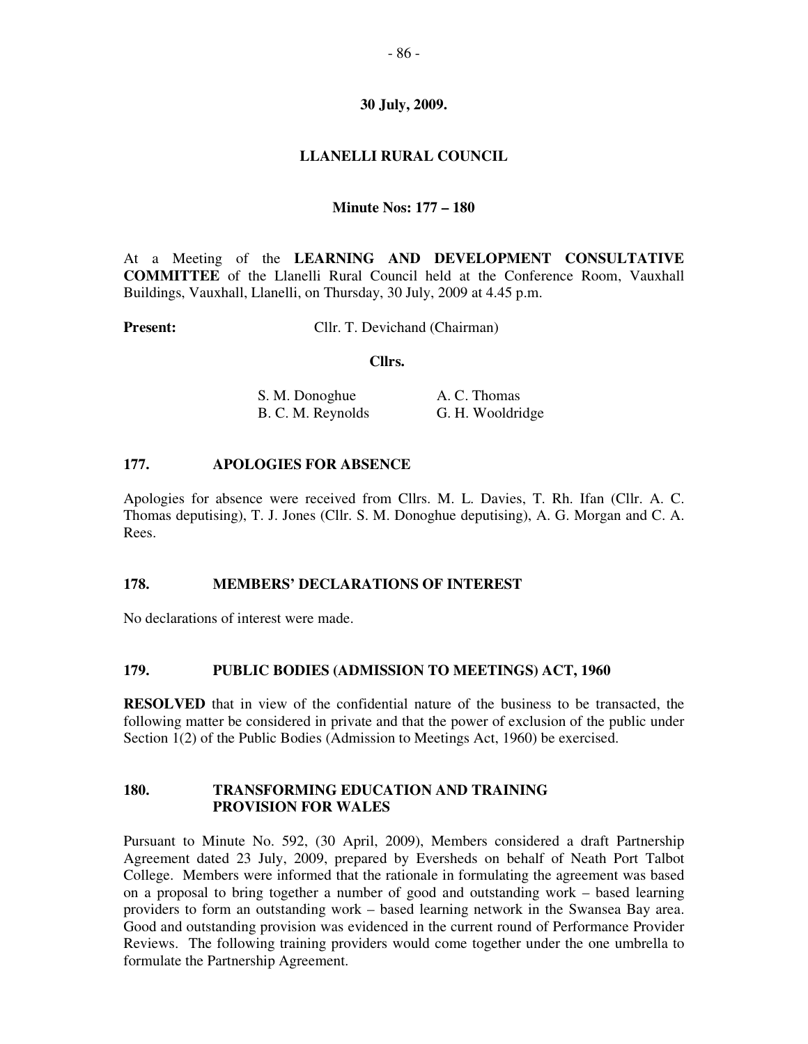**30 July, 2009.**

**LLANELLI RURAL COUNCIL**

**Minute Nos: 177 – 180**

At a Meeting of the **LEARNING AND DEVELOPMENT CONSULTATIVE COMMITTEE** of the Llanelli Rural Council held at the Conference Room, Vauxhall Buildings, Vauxhall, Llanelli, on Thursday, 30 July, 2009 at 4.45 p.m.

**Present:** Cllr. T. Devichand (Chairman)

**Cllrs.**

| | |
|---|---|
| S. M. Donoghue | A. C. Thomas |
| B. C. M. Reynolds | G. H. Wooldridge |

## 177. APOLOGIES FOR ABSENCE

Apologies for absence were received from Cllrs. M. L. Davies, T. Rh. Ifan (Cllr. A. C. Thomas deputising), T. J. Jones (Cllr. S. M. Donoghue deputising), A. G. Morgan and C. A. Rees.

## 178. MEMBERS' DECLARATIONS OF INTEREST

No declarations of interest were made.

## 179. PUBLIC BODIES (ADMISSION TO MEETINGS) ACT, 1960

**RESOLVED** that in view of the confidential nature of the business to be transacted, the following matter be considered in private and that the power of exclusion of the public under Section 1(2) of the Public Bodies (Admission to Meetings Act, 1960) be exercised.

## 180. TRANSFORMING EDUCATION AND TRAINING PROVISION FOR WALES

Pursuant to Minute No. 592, (30 April, 2009), Members considered a draft Partnership Agreement dated 23 July, 2009, prepared by Eversheds on behalf of Neath Port Talbot College. Members were informed that the rationale in formulating the agreement was based on a proposal to bring together a number of good and outstanding work – based learning providers to form an outstanding work – based learning network in the Swansea Bay area. Good and outstanding provision was evidenced in the current round of Performance Provider Reviews. The following training providers would come together under the one umbrella to formulate the Partnership Agreement.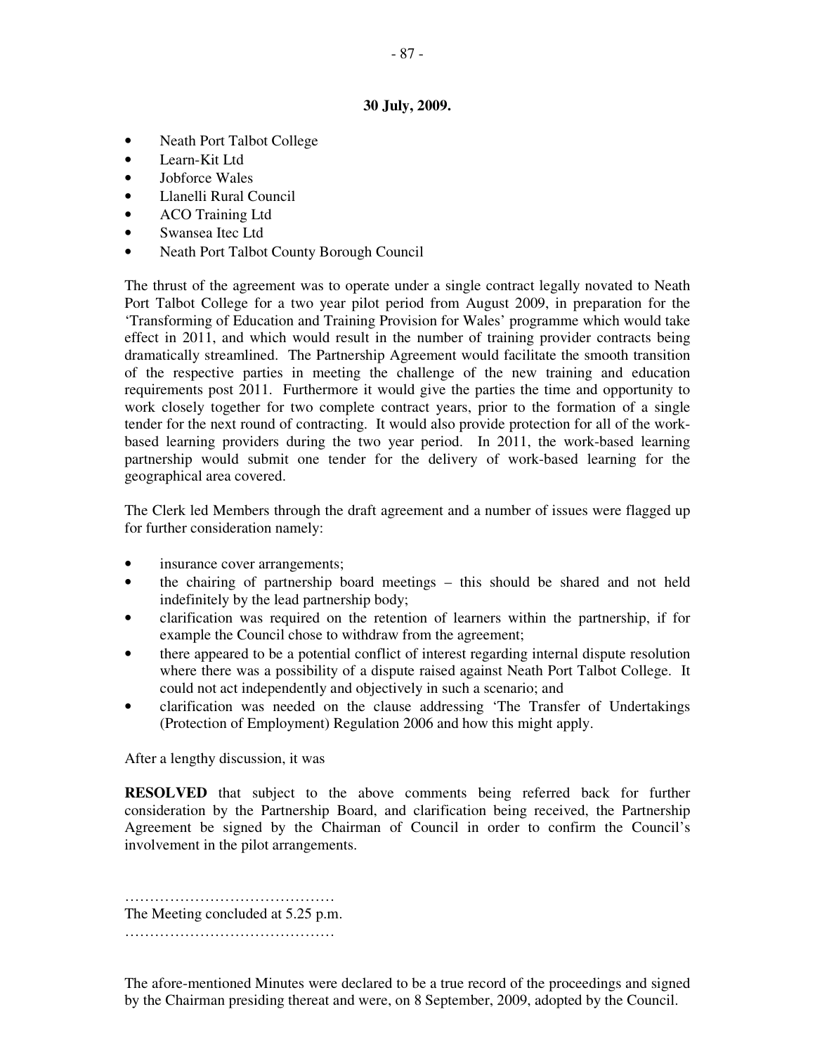**30 July, 2009.**

- Neath Port Talbot College
- Learn-Kit Ltd
- Jobforce Wales
- Llanelli Rural Council
- ACO Training Ltd
- Swansea Itec Ltd
- Neath Port Talbot County Borough Council

The thrust of the agreement was to operate under a single contract legally novated to Neath Port Talbot College for a two year pilot period from August 2009, in preparation for the 'Transforming of Education and Training Provision for Wales' programme which would take effect in 2011, and which would result in the number of training provider contracts being dramatically streamlined. The Partnership Agreement would facilitate the smooth transition of the respective parties in meeting the challenge of the new training and education requirements post 2011. Furthermore it would give the parties the time and opportunity to work closely together for two complete contract years, prior to the formation of a single tender for the next round of contracting. It would also provide protection for all of the work-based learning providers during the two year period. In 2011, the work-based learning partnership would submit one tender for the delivery of work-based learning for the geographical area covered.

The Clerk led Members through the draft agreement and a number of issues were flagged up for further consideration namely:

- insurance cover arrangements;
- the chairing of partnership board meetings – this should be shared and not held indefinitely by the lead partnership body;
- clarification was required on the retention of learners within the partnership, if for example the Council chose to withdraw from the agreement;
- there appeared to be a potential conflict of interest regarding internal dispute resolution where there was a possibility of a dispute raised against Neath Port Talbot College. It could not act independently and objectively in such a scenario; and
- clarification was needed on the clause addressing 'The Transfer of Undertakings (Protection of Employment) Regulation 2006 and how this might apply.

After a lengthy discussion, it was

**RESOLVED** that subject to the above comments being referred back for further consideration by the Partnership Board, and clarification being received, the Partnership Agreement be signed by the Chairman of Council in order to confirm the Council's involvement in the pilot arrangements.

……………………………………

The Meeting concluded at 5.25 p.m.

……………………………………

The afore-mentioned Minutes were declared to be a true record of the proceedings and signed by the Chairman presiding thereat and were, on 8 September, 2009, adopted by the Council.